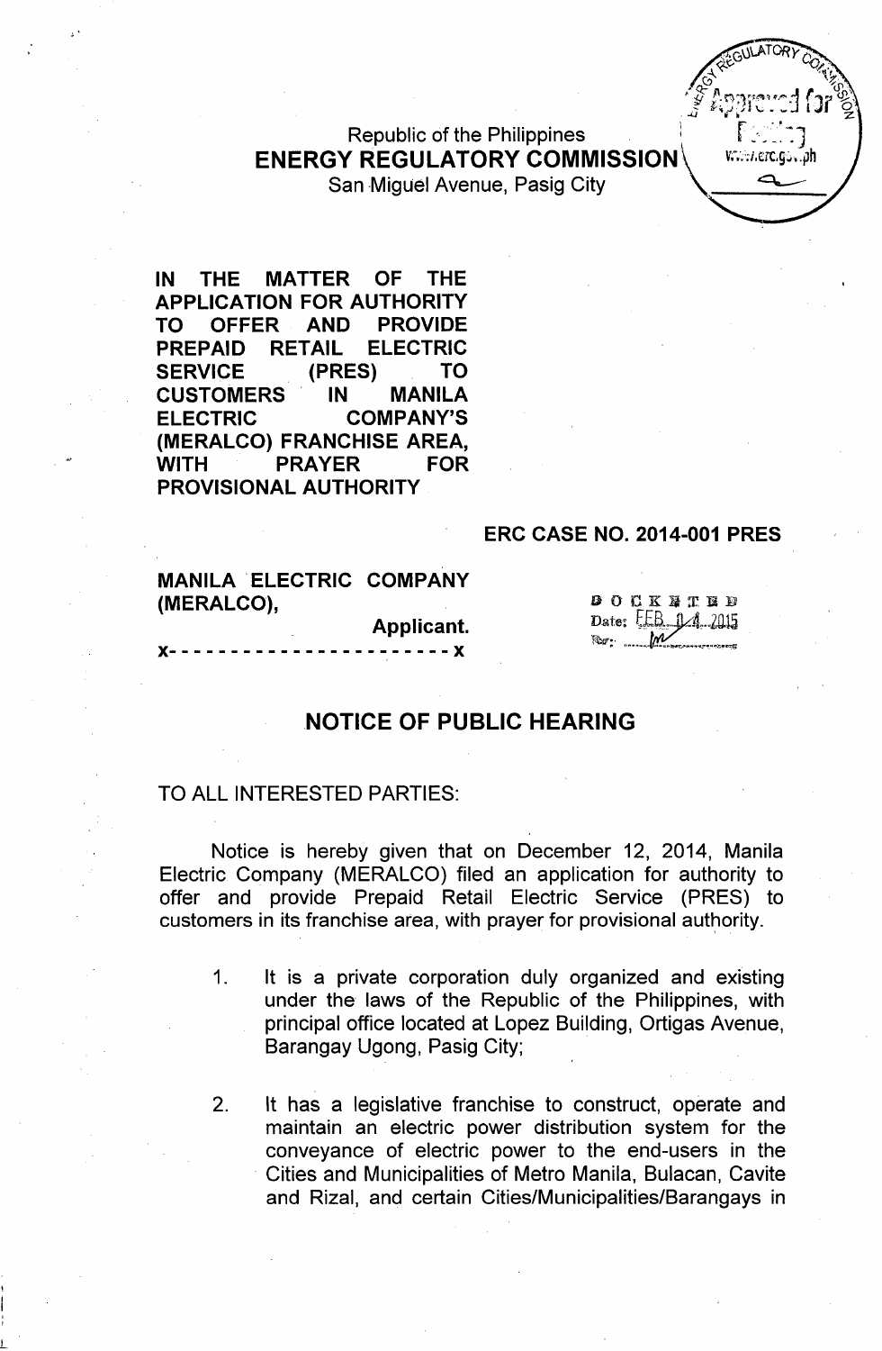Republic of the Philippines
**ENERGY REGULATORY COMMISSION**
San Miguel Avenue, Pasig City

**IN THE MATTER OF THE APPLICATION FOR AUTHORITY TO OFFER AND PROVIDE PREPAID RETAIL ELECTRIC SERVICE (PRES) TO CUSTOMERS IN MANILA ELECTRIC COMPANY'S (MERALCO) FRANCHISE AREA, WITH PRAYER FOR PROVISIONAL AUTHORITY**

**ERC CASE NO. 2014-001 PRES**

**MANILA ELECTRIC COMPANY (MERALCO),**
**Applicant.**
x- - - - - - - - - - - - - - - - - - - - - - x

DOCKETED
Date: FEB 04 2015
By: 

## NOTICE OF PUBLIC HEARING

TO ALL INTERESTED PARTIES:

Notice is hereby given that on December 12, 2014, Manila Electric Company (MERALCO) filed an application for authority to offer and provide Prepaid Retail Electric Service (PRES) to customers in its franchise area, with prayer for provisional authority.

1. It is a private corporation duly organized and existing under the laws of the Republic of the Philippines, with principal office located at Lopez Building, Ortigas Avenue, Barangay Ugong, Pasig City;

2. It has a legislative franchise to construct, operate and maintain an electric power distribution system for the conveyance of electric power to the end-users in the Cities and Municipalities of Metro Manila, Bulacan, Cavite and Rizal, and certain Cities/Municipalities/Barangays in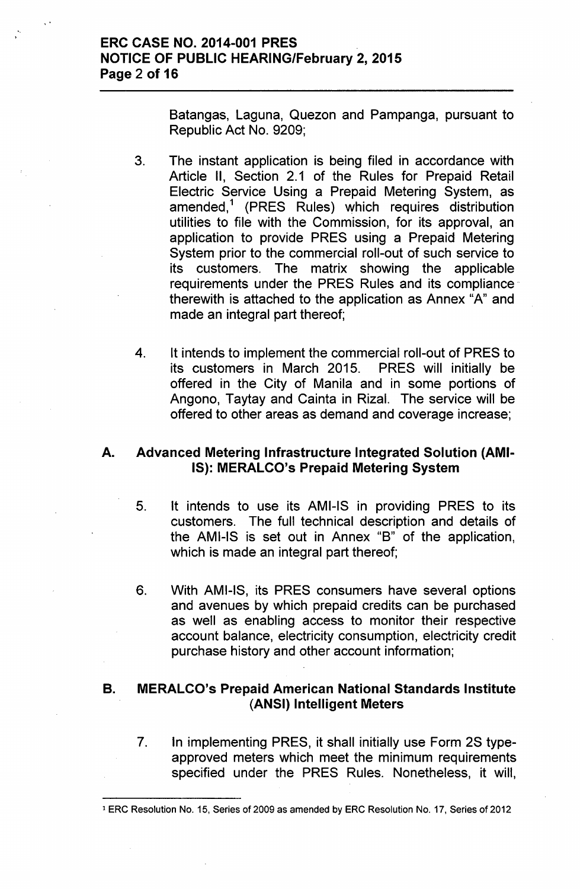Batangas, Laguna, Quezon and Pampanga, pursuant to Republic Act No. 9209;

3. The instant application is being filed in accordance with Article II, Section 2.1 of the Rules for Prepaid Retail Electric Service Using a Prepaid Metering System, as amended,[1] (PRES Rules) which requires distribution utilities to file with the Commission, for its approval, an application to provide PRES using a Prepaid Metering System prior to the commercial roll-out of such service to its customers. The matrix showing the applicable requirements under the PRES Rules and its compliance therewith is attached to the application as Annex "A" and made an integral part thereof;

4. It intends to implement the commercial roll-out of PRES to its customers in March 2015. PRES will initially be offered in the City of Manila and in some portions of Angono, Taytay and Cainta in Rizal. The service will be offered to other areas as demand and coverage increase;

## A. Advanced Metering Infrastructure Integrated Solution (AMI-IS): MERALCO's Prepaid Metering System

5. It intends to use its AMI-IS in providing PRES to its customers. The full technical description and details of the AMI-IS is set out in Annex "B" of the application, which is made an integral part thereof;

6. With AMI-IS, its PRES consumers have several options and avenues by which prepaid credits can be purchased as well as enabling access to monitor their respective account balance, electricity consumption, electricity credit purchase history and other account information;

## B. MERALCO's Prepaid American National Standards Institute (ANSI) Intelligent Meters

7. In implementing PRES, it shall initially use Form 2S type-approved meters which meet the minimum requirements specified under the PRES Rules. Nonetheless, it will,

---

[1] ERC Resolution No. 15, Series of 2009 as amended by ERC Resolution No. 17, Series of 2012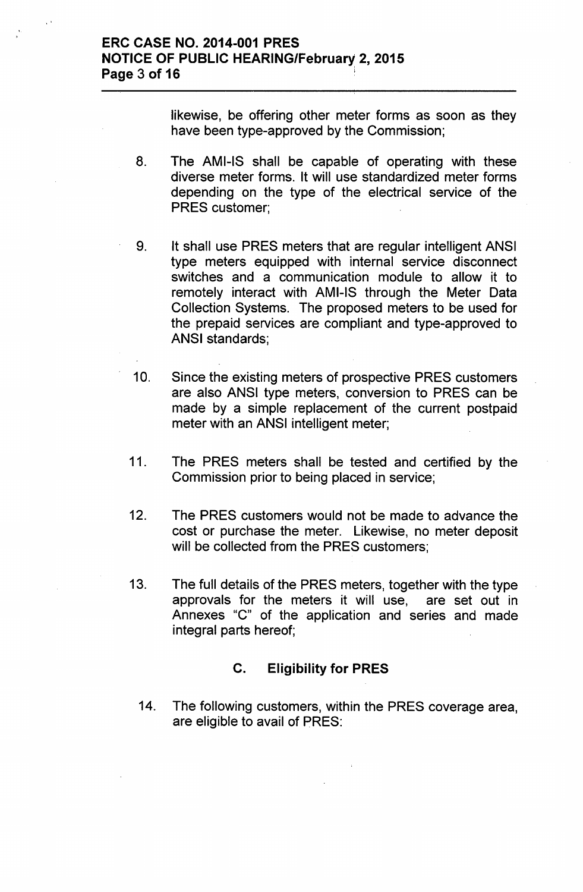likewise, be offering other meter forms as soon as they have been type-approved by the Commission;

8. The AMI-IS shall be capable of operating with these diverse meter forms. It will use standardized meter forms depending on the type of the electrical service of the PRES customer;

9. It shall use PRES meters that are regular intelligent ANSI type meters equipped with internal service disconnect switches and a communication module to allow it to remotely interact with AMI-IS through the Meter Data Collection Systems. The proposed meters to be used for the prepaid services are compliant and type-approved to ANSI standards;

10. Since the existing meters of prospective PRES customers are also ANSI type meters, conversion to PRES can be made by a simple replacement of the current postpaid meter with an ANSI intelligent meter;

11. The PRES meters shall be tested and certified by the Commission prior to being placed in service;

12. The PRES customers would not be made to advance the cost or purchase the meter. Likewise, no meter deposit will be collected from the PRES customers;

13. The full details of the PRES meters, together with the type approvals for the meters it will use, are set out in Annexes "C" of the application and series and made integral parts hereof;

## C. Eligibility for PRES

14. The following customers, within the PRES coverage area, are eligible to avail of PRES: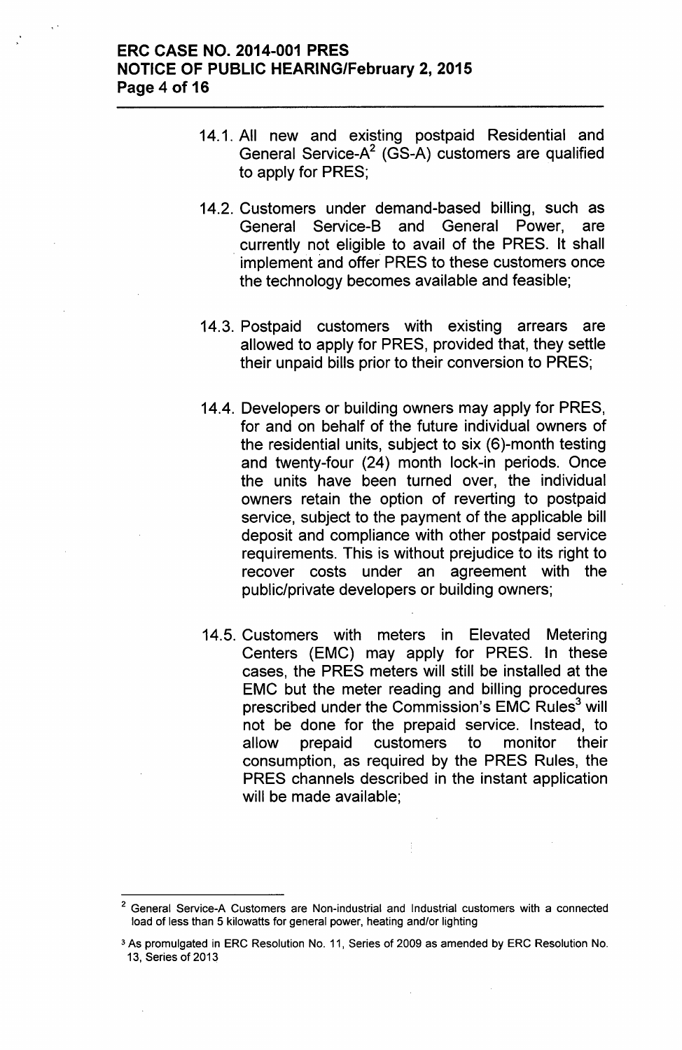14.1. All new and existing postpaid Residential and General Service-A[2] (GS-A) customers are qualified to apply for PRES;

14.2. Customers under demand-based billing, such as General Service-B and General Power, are currently not eligible to avail of the PRES. It shall implement and offer PRES to these customers once the technology becomes available and feasible;

14.3. Postpaid customers with existing arrears are allowed to apply for PRES, provided that, they settle their unpaid bills prior to their conversion to PRES;

14.4. Developers or building owners may apply for PRES, for and on behalf of the future individual owners of the residential units, subject to six (6)-month testing and twenty-four (24) month lock-in periods. Once the units have been turned over, the individual owners retain the option of reverting to postpaid service, subject to the payment of the applicable bill deposit and compliance with other postpaid service requirements. This is without prejudice to its right to recover costs under an agreement with the public/private developers or building owners;

14.5. Customers with meters in Elevated Metering Centers (EMC) may apply for PRES. In these cases, the PRES meters will still be installed at the EMC but the meter reading and billing procedures prescribed under the Commission's EMC Rules[3] will not be done for the prepaid service. Instead, to allow prepaid customers to monitor their consumption, as required by the PRES Rules, the PRES channels described in the instant application will be made available;

---

[2] General Service-A Customers are Non-industrial and Industrial customers with a connected load of less than 5 kilowatts for general power, heating and/or lighting

[3] As promulgated in ERC Resolution No. 11, Series of 2009 as amended by ERC Resolution No. 13, Series of 2013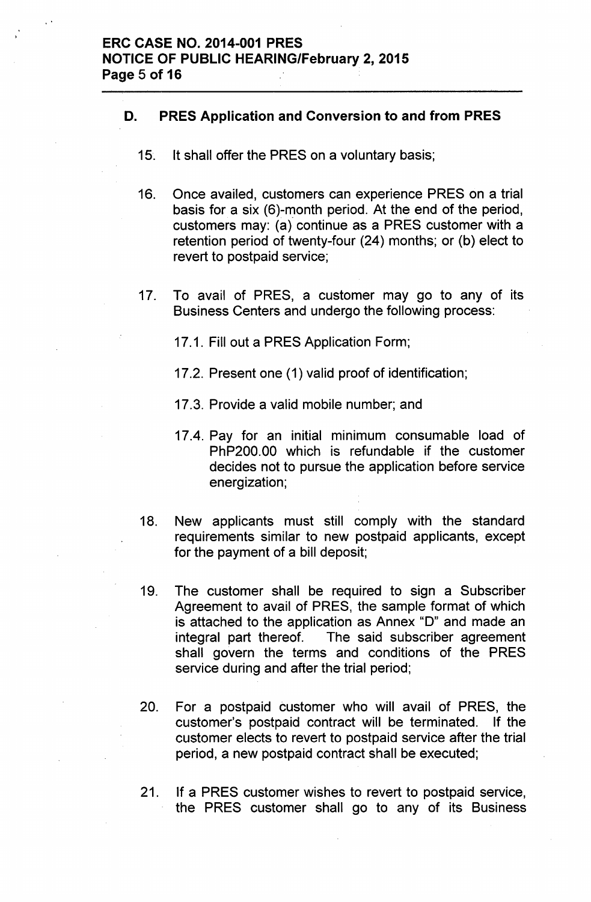## D. PRES Application and Conversion to and from PRES

15. It shall offer the PRES on a voluntary basis;

16. Once availed, customers can experience PRES on a trial basis for a six (6)-month period. At the end of the period, customers may: (a) continue as a PRES customer with a retention period of twenty-four (24) months; or (b) elect to revert to postpaid service;

17. To avail of PRES, a customer may go to any of its Business Centers and undergo the following process:

    17.1. Fill out a PRES Application Form;

    17.2. Present one (1) valid proof of identification;

    17.3. Provide a valid mobile number; and

    17.4. Pay for an initial minimum consumable load of PhP200.00 which is refundable if the customer decides not to pursue the application before service energization;

18. New applicants must still comply with the standard requirements similar to new postpaid applicants, except for the payment of a bill deposit;

19. The customer shall be required to sign a Subscriber Agreement to avail of PRES, the sample format of which is attached to the application as Annex "D" and made an integral part thereof. The said subscriber agreement shall govern the terms and conditions of the PRES service during and after the trial period;

20. For a postpaid customer who will avail of PRES, the customer's postpaid contract will be terminated. If the customer elects to revert to postpaid service after the trial period, a new postpaid contract shall be executed;

21. If a PRES customer wishes to revert to postpaid service, the PRES customer shall go to any of its Business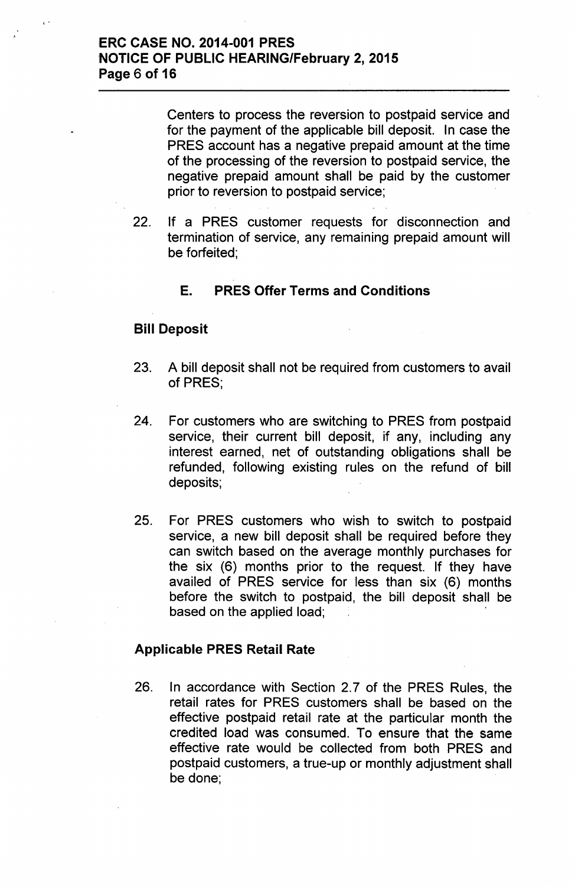Centers to process the reversion to postpaid service and for the payment of the applicable bill deposit. In case the PRES account has a negative prepaid amount at the time of the processing of the reversion to postpaid service, the negative prepaid amount shall be paid by the customer prior to reversion to postpaid service;

22. If a PRES customer requests for disconnection and termination of service, any remaining prepaid amount will be forfeited;

### E. PRES Offer Terms and Conditions

**Bill Deposit**

23. A bill deposit shall not be required from customers to avail of PRES;

24. For customers who are switching to PRES from postpaid service, their current bill deposit, if any, including any interest earned, net of outstanding obligations shall be refunded, following existing rules on the refund of bill deposits;

25. For PRES customers who wish to switch to postpaid service, a new bill deposit shall be required before they can switch based on the average monthly purchases for the six (6) months prior to the request. If they have availed of PRES service for less than six (6) months before the switch to postpaid, the bill deposit shall be based on the applied load;

**Applicable PRES Retail Rate**

26. In accordance with Section 2.7 of the PRES Rules, the retail rates for PRES customers shall be based on the effective postpaid retail rate at the particular month the credited load was consumed. To ensure that the same effective rate would be collected from both PRES and postpaid customers, a true-up or monthly adjustment shall be done;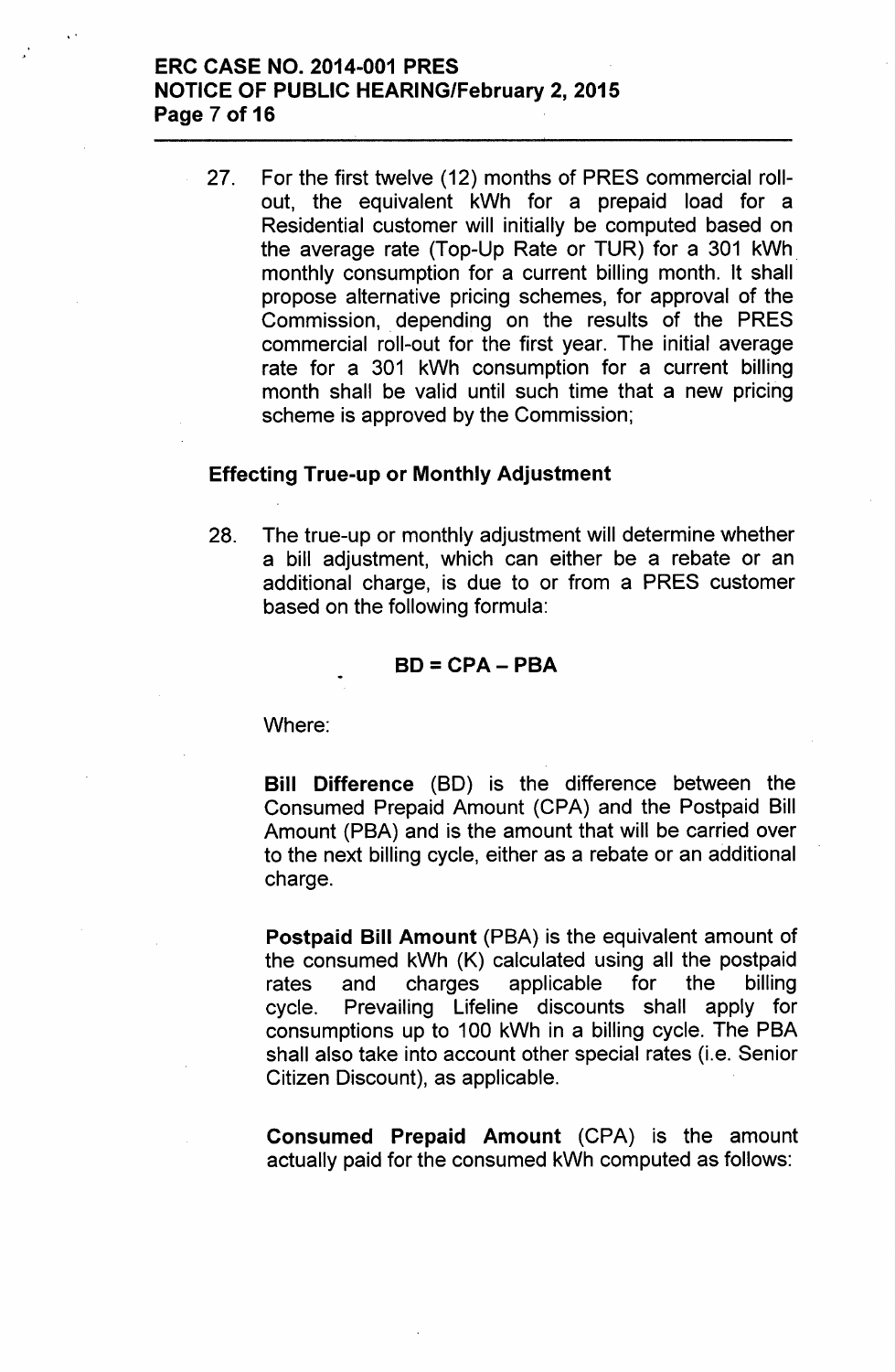27. For the first twelve (12) months of PRES commercial roll-out, the equivalent kWh for a prepaid load for a Residential customer will initially be computed based on the average rate (Top-Up Rate or TUR) for a 301 kWh monthly consumption for a current billing month. It shall propose alternative pricing schemes, for approval of the Commission, depending on the results of the PRES commercial roll-out for the first year. The initial average rate for a 301 kWh consumption for a current billing month shall be valid until such time that a new pricing scheme is approved by the Commission;

**Effecting True-up or Monthly Adjustment**

28. The true-up or monthly adjustment will determine whether a bill adjustment, which can either be a rebate or an additional charge, is due to or from a PRES customer based on the following formula:

$$BD = CPA - PBA$$

Where:

**Bill Difference** (BD) is the difference between the Consumed Prepaid Amount (CPA) and the Postpaid Bill Amount (PBA) and is the amount that will be carried over to the next billing cycle, either as a rebate or an additional charge.

**Postpaid Bill Amount** (PBA) is the equivalent amount of the consumed kWh (K) calculated using all the postpaid rates and charges applicable for the billing cycle. Prevailing Lifeline discounts shall apply for consumptions up to 100 kWh in a billing cycle. The PBA shall also take into account other special rates (i.e. Senior Citizen Discount), as applicable.

**Consumed Prepaid Amount** (CPA) is the amount actually paid for the consumed kWh computed as follows: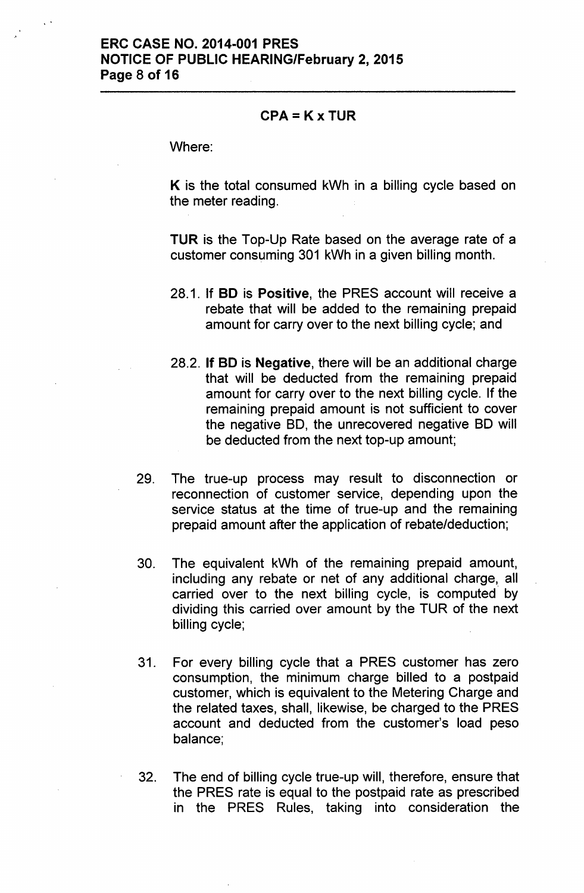$$CPA = K \times TUR$$

Where:

**K** is the total consumed kWh in a billing cycle based on the meter reading.

**TUR** is the Top-Up Rate based on the average rate of a customer consuming 301 kWh in a given billing month.

28.1. If **BD** is **Positive**, the PRES account will receive a rebate that will be added to the remaining prepaid amount for carry over to the next billing cycle; and

28.2. **If BD** is **Negative**, there will be an additional charge that will be deducted from the remaining prepaid amount for carry over to the next billing cycle. If the remaining prepaid amount is not sufficient to cover the negative BD, the unrecovered negative BD will be deducted from the next top-up amount;

29. The true-up process may result to disconnection or reconnection of customer service, depending upon the service status at the time of true-up and the remaining prepaid amount after the application of rebate/deduction;

30. The equivalent kWh of the remaining prepaid amount, including any rebate or net of any additional charge, all carried over to the next billing cycle, is computed by dividing this carried over amount by the TUR of the next billing cycle;

31. For every billing cycle that a PRES customer has zero consumption, the minimum charge billed to a postpaid customer, which is equivalent to the Metering Charge and the related taxes, shall, likewise, be charged to the PRES account and deducted from the customer's load peso balance;

32. The end of billing cycle true-up will, therefore, ensure that the PRES rate is equal to the postpaid rate as prescribed in the PRES Rules, taking into consideration the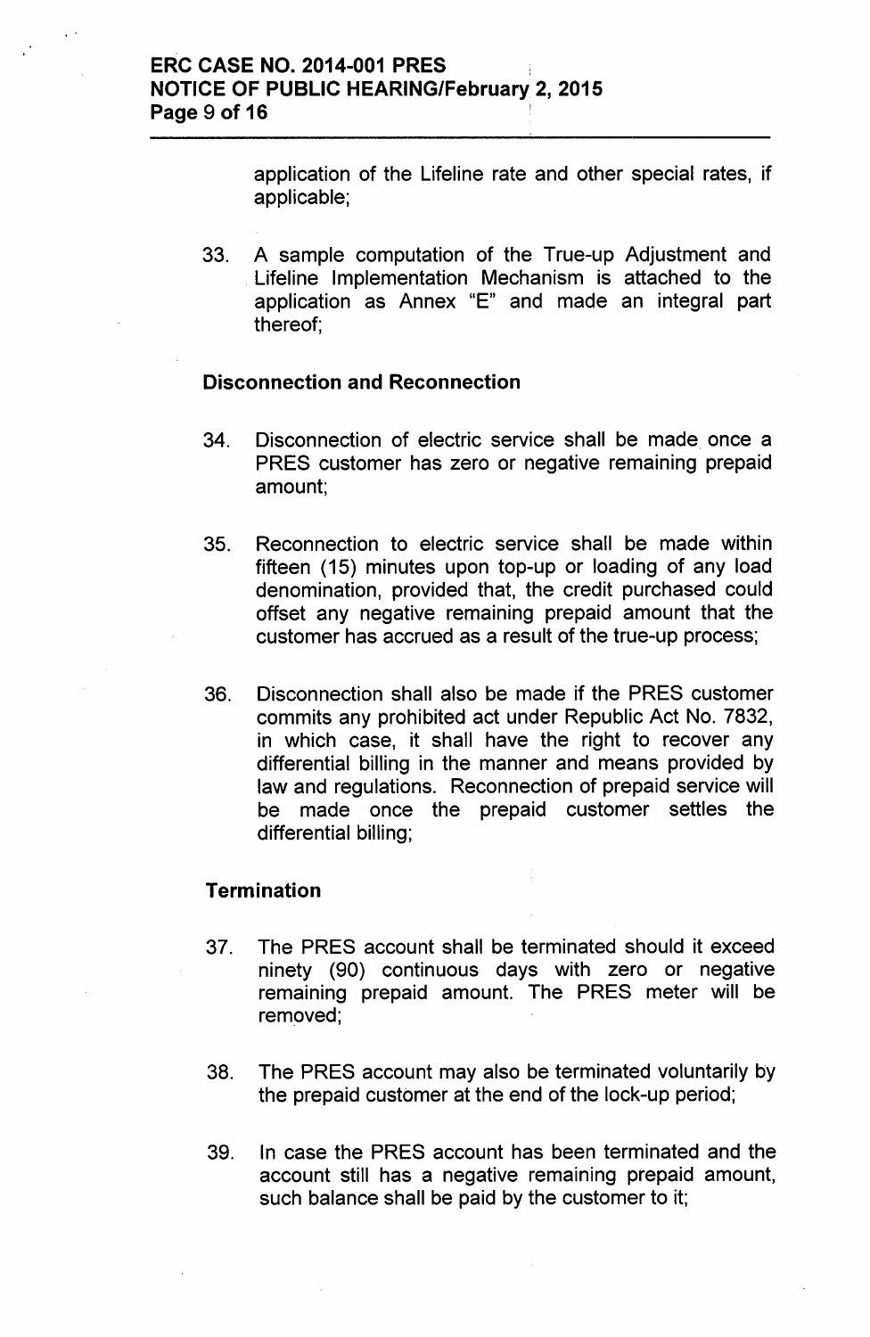application of the Lifeline rate and other special rates, if applicable;

33. A sample computation of the True-up Adjustment and Lifeline Implementation Mechanism is attached to the application as Annex "E" and made an integral part thereof;

**Disconnection and Reconnection**

34. Disconnection of electric service shall be made once a PRES customer has zero or negative remaining prepaid amount;

35. Reconnection to electric service shall be made within fifteen (15) minutes upon top-up or loading of any load denomination, provided that, the credit purchased could offset any negative remaining prepaid amount that the customer has accrued as a result of the true-up process;

36. Disconnection shall also be made if the PRES customer commits any prohibited act under Republic Act No. 7832, in which case, it shall have the right to recover any differential billing in the manner and means provided by law and regulations. Reconnection of prepaid service will be made once the prepaid customer settles the differential billing;

**Termination**

37. The PRES account shall be terminated should it exceed ninety (90) continuous days with zero or negative remaining prepaid amount. The PRES meter will be removed;

38. The PRES account may also be terminated voluntarily by the prepaid customer at the end of the lock-up period;

39. In case the PRES account has been terminated and the account still has a negative remaining prepaid amount, such balance shall be paid by the customer to it;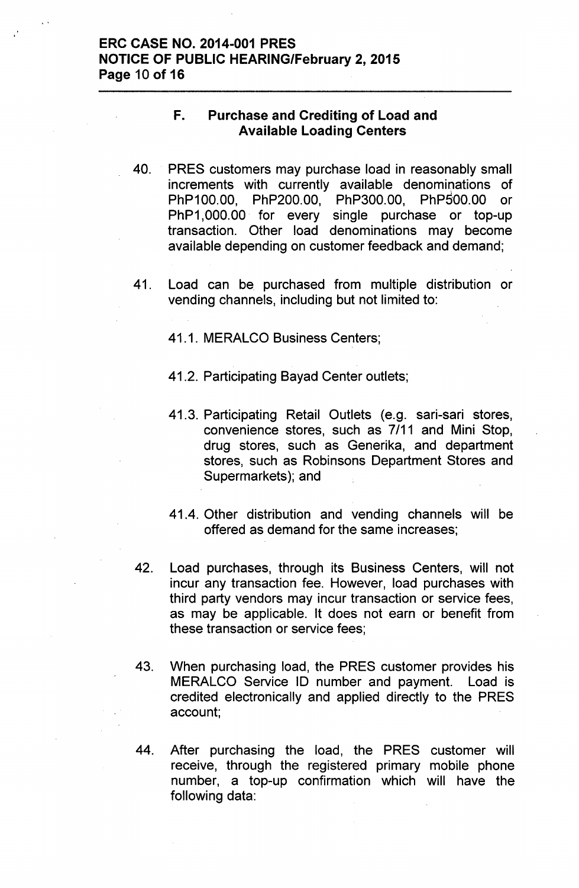### F. Purchase and Crediting of Load and Available Loading Centers

40. PRES customers may purchase load in reasonably small increments with currently available denominations of PhP100.00, PhP200.00, PhP300.00, PhP500.00 or PhP1,000.00 for every single purchase or top-up transaction. Other load denominations may become available depending on customer feedback and demand;

41. Load can be purchased from multiple distribution or vending channels, including but not limited to:

    41.1. MERALCO Business Centers;

    41.2. Participating Bayad Center outlets;

    41.3. Participating Retail Outlets (e.g. sari-sari stores, convenience stores, such as 7/11 and Mini Stop, drug stores, such as Generika, and department stores, such as Robinsons Department Stores and Supermarkets); and

    41.4. Other distribution and vending channels will be offered as demand for the same increases;

42. Load purchases, through its Business Centers, will not incur any transaction fee. However, load purchases with third party vendors may incur transaction or service fees, as may be applicable. It does not earn or benefit from these transaction or service fees;

43. When purchasing load, the PRES customer provides his MERALCO Service ID number and payment. Load is credited electronically and applied directly to the PRES account;

44. After purchasing the load, the PRES customer will receive, through the registered primary mobile phone number, a top-up confirmation which will have the following data: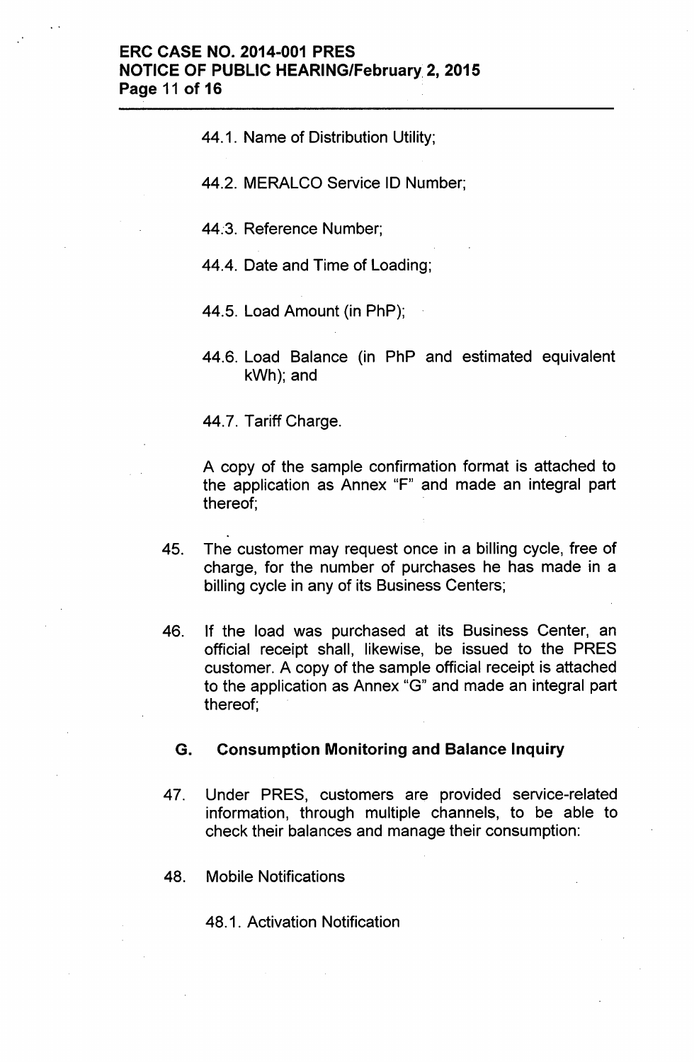44.1. Name of Distribution Utility;

44.2. MERALCO Service ID Number;

44.3. Reference Number;

44.4. Date and Time of Loading;

44.5. Load Amount (in PhP);

44.6. Load Balance (in PhP and estimated equivalent kWh); and

44.7. Tariff Charge.

A copy of the sample confirmation format is attached to the application as Annex "F" and made an integral part thereof;

45. The customer may request once in a billing cycle, free of charge, for the number of purchases he has made in a billing cycle in any of its Business Centers;

46. If the load was purchased at its Business Center, an official receipt shall, likewise, be issued to the PRES customer. A copy of the sample official receipt is attached to the application as Annex "G" and made an integral part thereof;

### G. Consumption Monitoring and Balance Inquiry

47. Under PRES, customers are provided service-related information, through multiple channels, to be able to check their balances and manage their consumption:

48. Mobile Notifications

    48.1. Activation Notification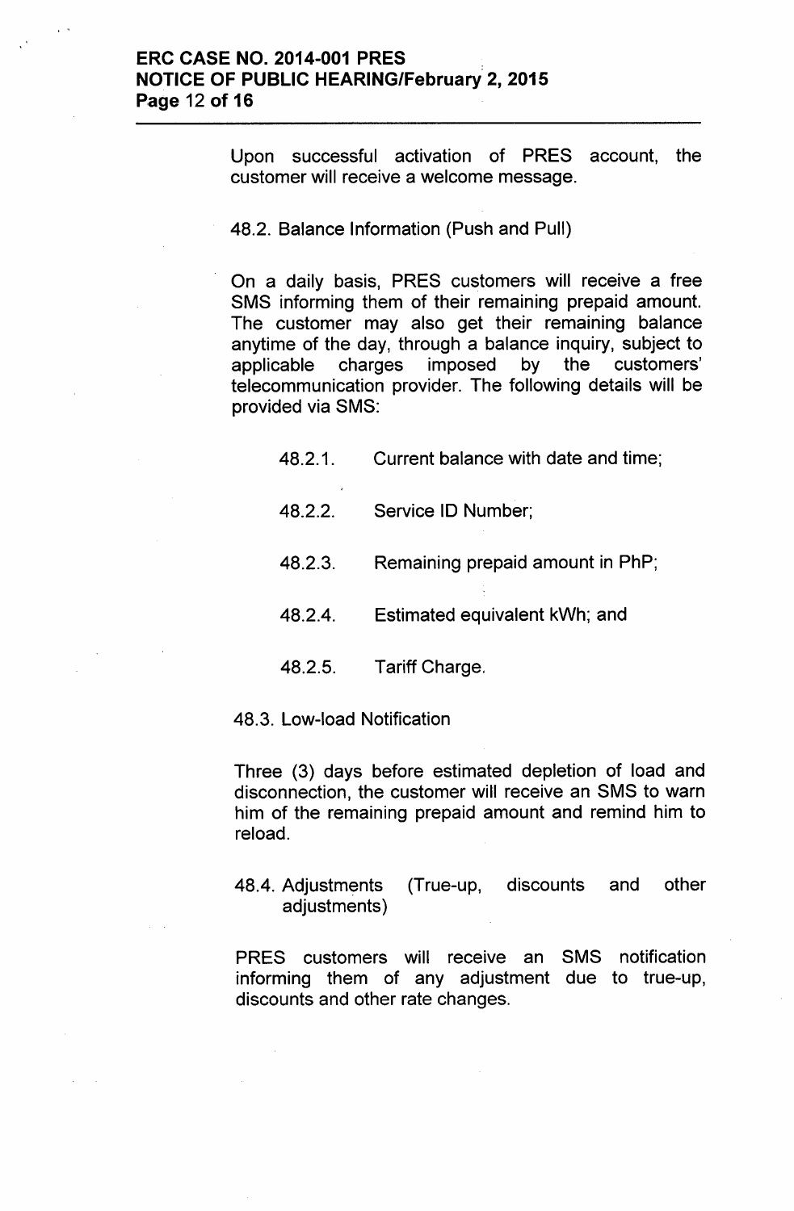Upon successful activation of PRES account, the customer will receive a welcome message.

48.2. Balance Information (Push and Pull)

On a daily basis, PRES customers will receive a free SMS informing them of their remaining prepaid amount. The customer may also get their remaining balance anytime of the day, through a balance inquiry, subject to applicable charges imposed by the customers' telecommunication provider. The following details will be provided via SMS:

48.2.1. Current balance with date and time;

48.2.2. Service ID Number;

48.2.3. Remaining prepaid amount in PhP;

48.2.4. Estimated equivalent kWh; and

48.2.5. Tariff Charge.

48.3. Low-load Notification

Three (3) days before estimated depletion of load and disconnection, the customer will receive an SMS to warn him of the remaining prepaid amount and remind him to reload.

48.4. Adjustments (True-up, discounts and other adjustments)

PRES customers will receive an SMS notification informing them of any adjustment due to true-up, discounts and other rate changes.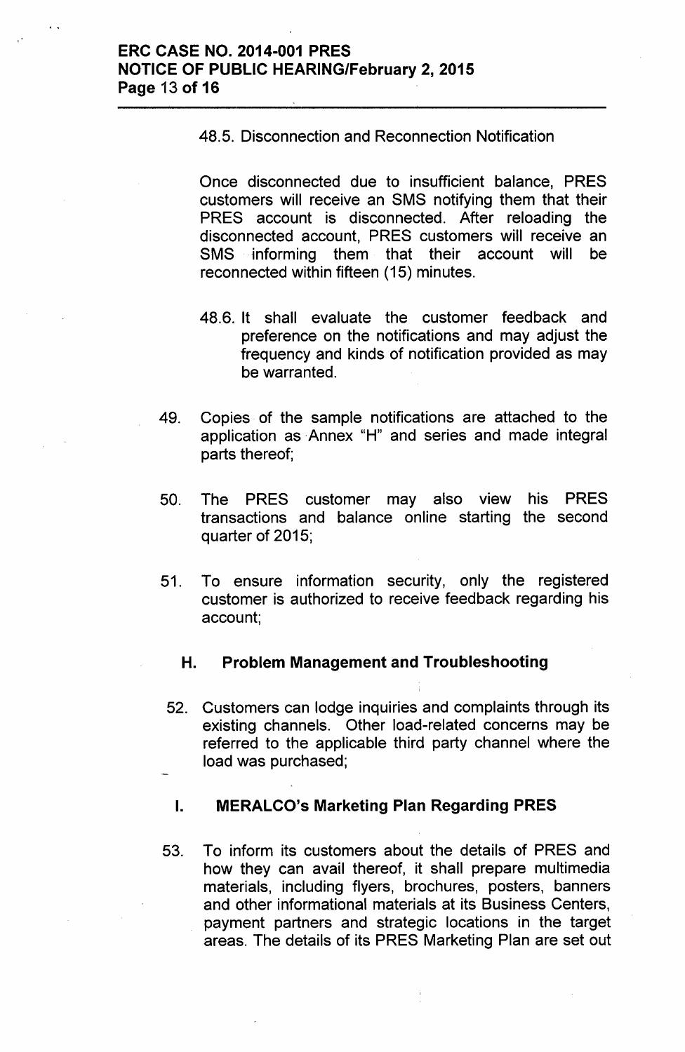48.5. Disconnection and Reconnection Notification

Once disconnected due to insufficient balance, PRES customers will receive an SMS notifying them that their PRES account is disconnected. After reloading the disconnected account, PRES customers will receive an SMS informing them that their account will be reconnected within fifteen (15) minutes.

48.6. It shall evaluate the customer feedback and preference on the notifications and may adjust the frequency and kinds of notification provided as may be warranted.

49. Copies of the sample notifications are attached to the application as Annex "H" and series and made integral parts thereof;

50. The PRES customer may also view his PRES transactions and balance online starting the second quarter of 2015;

51. To ensure information security, only the registered customer is authorized to receive feedback regarding his account;

### H. Problem Management and Troubleshooting

52. Customers can lodge inquiries and complaints through its existing channels. Other load-related concerns may be referred to the applicable third party channel where the load was purchased;

### I. MERALCO's Marketing Plan Regarding PRES

53. To inform its customers about the details of PRES and how they can avail thereof, it shall prepare multimedia materials, including flyers, brochures, posters, banners and other informational materials at its Business Centers, payment partners and strategic locations in the target areas. The details of its PRES Marketing Plan are set out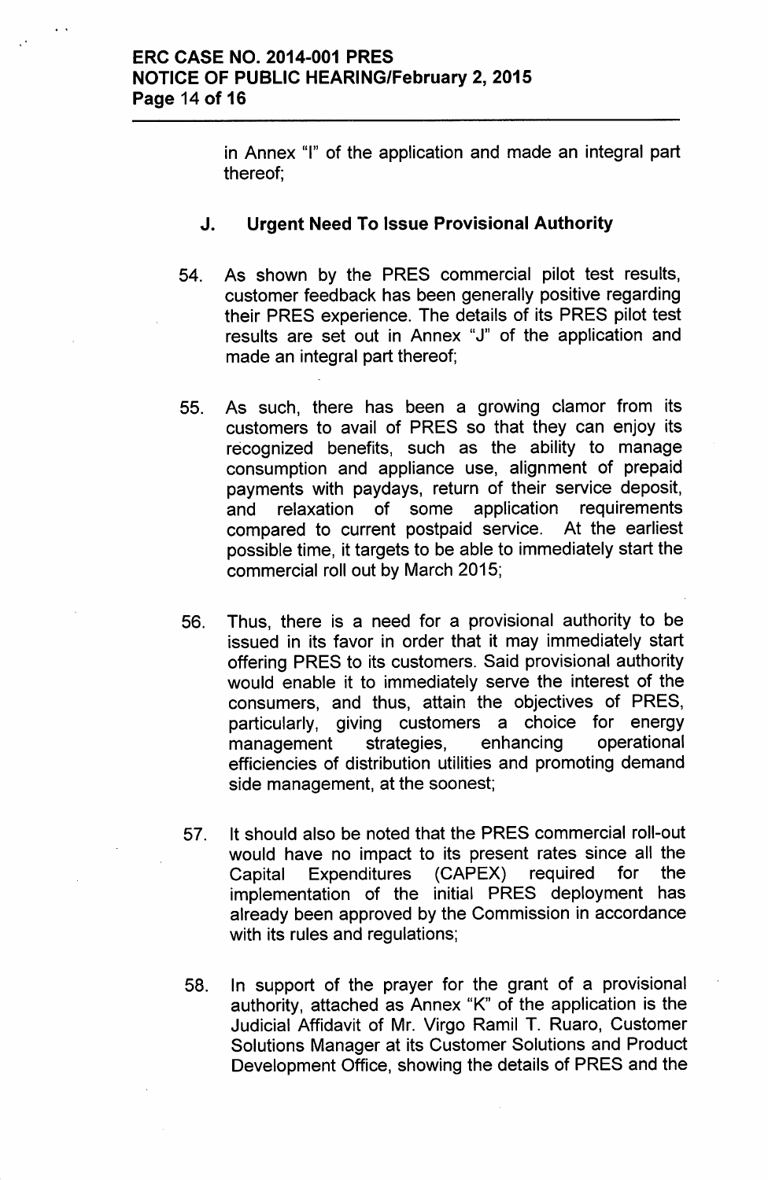in Annex "I" of the application and made an integral part thereof;

### J. Urgent Need To Issue Provisional Authority

54. As shown by the PRES commercial pilot test results, customer feedback has been generally positive regarding their PRES experience. The details of its PRES pilot test results are set out in Annex "J" of the application and made an integral part thereof;

55. As such, there has been a growing clamor from its customers to avail of PRES so that they can enjoy its recognized benefits, such as the ability to manage consumption and appliance use, alignment of prepaid payments with paydays, return of their service deposit, and relaxation of some application requirements compared to current postpaid service. At the earliest possible time, it targets to be able to immediately start the commercial roll out by March 2015;

56. Thus, there is a need for a provisional authority to be issued in its favor in order that it may immediately start offering PRES to its customers. Said provisional authority would enable it to immediately serve the interest of the consumers, and thus, attain the objectives of PRES, particularly, giving customers a choice for energy management strategies, enhancing operational efficiencies of distribution utilities and promoting demand side management, at the soonest;

57. It should also be noted that the PRES commercial roll-out would have no impact to its present rates since all the Capital Expenditures (CAPEX) required for the implementation of the initial PRES deployment has already been approved by the Commission in accordance with its rules and regulations;

58. In support of the prayer for the grant of a provisional authority, attached as Annex "K" of the application is the Judicial Affidavit of Mr. Virgo Ramil T. Ruaro, Customer Solutions Manager at its Customer Solutions and Product Development Office, showing the details of PRES and the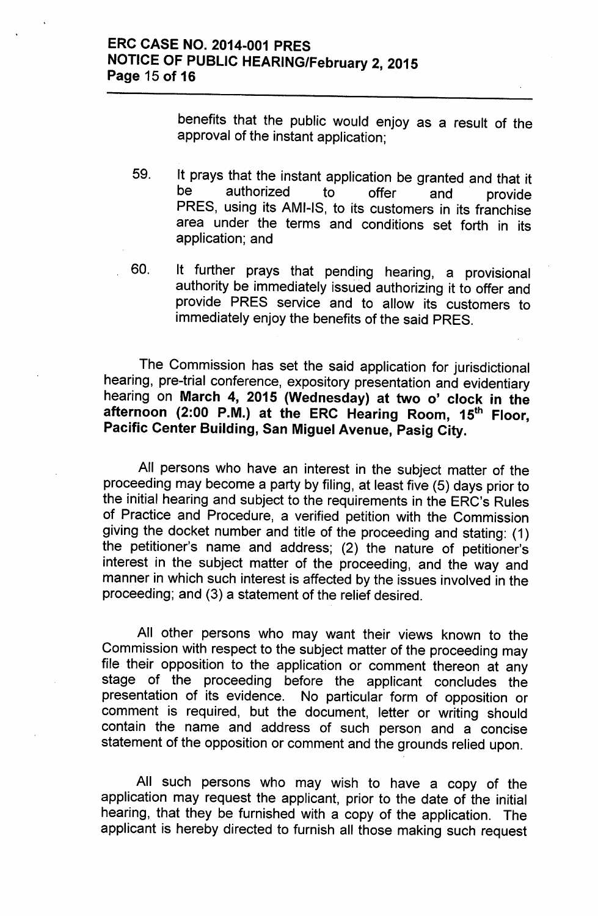benefits that the public would enjoy as a result of the approval of the instant application;

59. It prays that the instant application be granted and that it be authorized to offer and provide PRES, using its AMI-IS, to its customers in its franchise area under the terms and conditions set forth in its application; and

60. It further prays that pending hearing, a provisional authority be immediately issued authorizing it to offer and provide PRES service and to allow its customers to immediately enjoy the benefits of the said PRES.

The Commission has set the said application for jurisdictional hearing, pre-trial conference, expository presentation and evidentiary hearing on **March 4, 2015 (Wednesday) at two o' clock in the afternoon (2:00 P.M.) at the ERC Hearing Room, 15th Floor, Pacific Center Building, San Miguel Avenue, Pasig City.**

All persons who have an interest in the subject matter of the proceeding may become a party by filing, at least five (5) days prior to the initial hearing and subject to the requirements in the ERC's Rules of Practice and Procedure, a verified petition with the Commission giving the docket number and title of the proceeding and stating: (1) the petitioner's name and address; (2) the nature of petitioner's interest in the subject matter of the proceeding, and the way and manner in which such interest is affected by the issues involved in the proceeding; and (3) a statement of the relief desired.

All other persons who may want their views known to the Commission with respect to the subject matter of the proceeding may file their opposition to the application or comment thereon at any stage of the proceeding before the applicant concludes the presentation of its evidence. No particular form of opposition or comment is required, but the document, letter or writing should contain the name and address of such person and a concise statement of the opposition or comment and the grounds relied upon.

All such persons who may wish to have a copy of the application may request the applicant, prior to the date of the initial hearing, that they be furnished with a copy of the application. The applicant is hereby directed to furnish all those making such request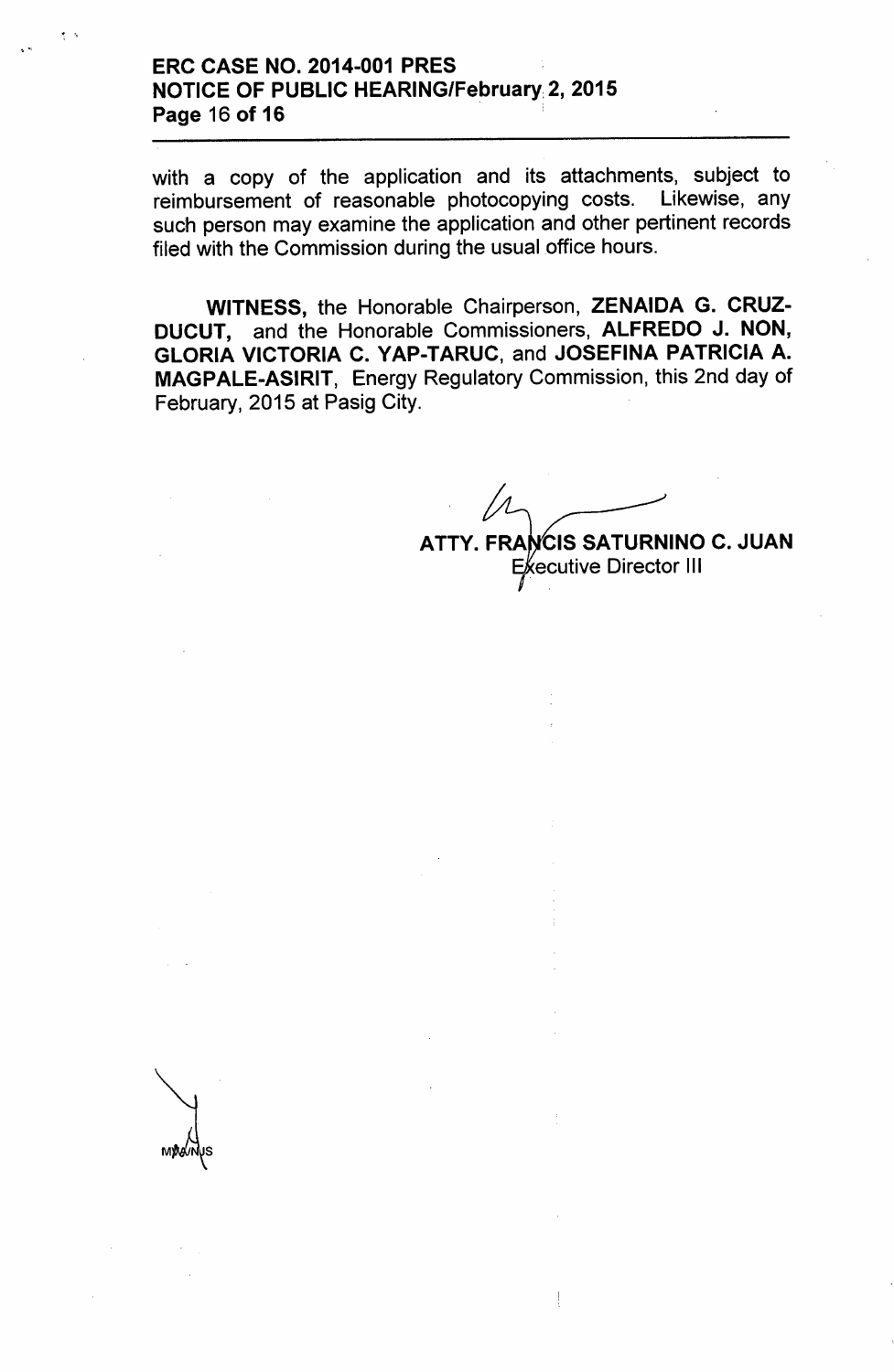with a copy of the application and its attachments, subject to reimbursement of reasonable photocopying costs. Likewise, any such person may examine the application and other pertinent records filed with the Commission during the usual office hours.

**WITNESS,** the Honorable Chairperson, **ZENAIDA G. CRUZ-DUCUT,** and the Honorable Commissioners, **ALFREDO J. NON, GLORIA VICTORIA C. YAP-TARUC,** and **JOSEFINA PATRICIA A. MAGPALE-ASIRIT,** Energy Regulatory Commission, this 2nd day of February, 2015 at Pasig City.

**ATTY. FRANCIS SATURNINO C. JUAN**
Executive Director III

MPA/NJS